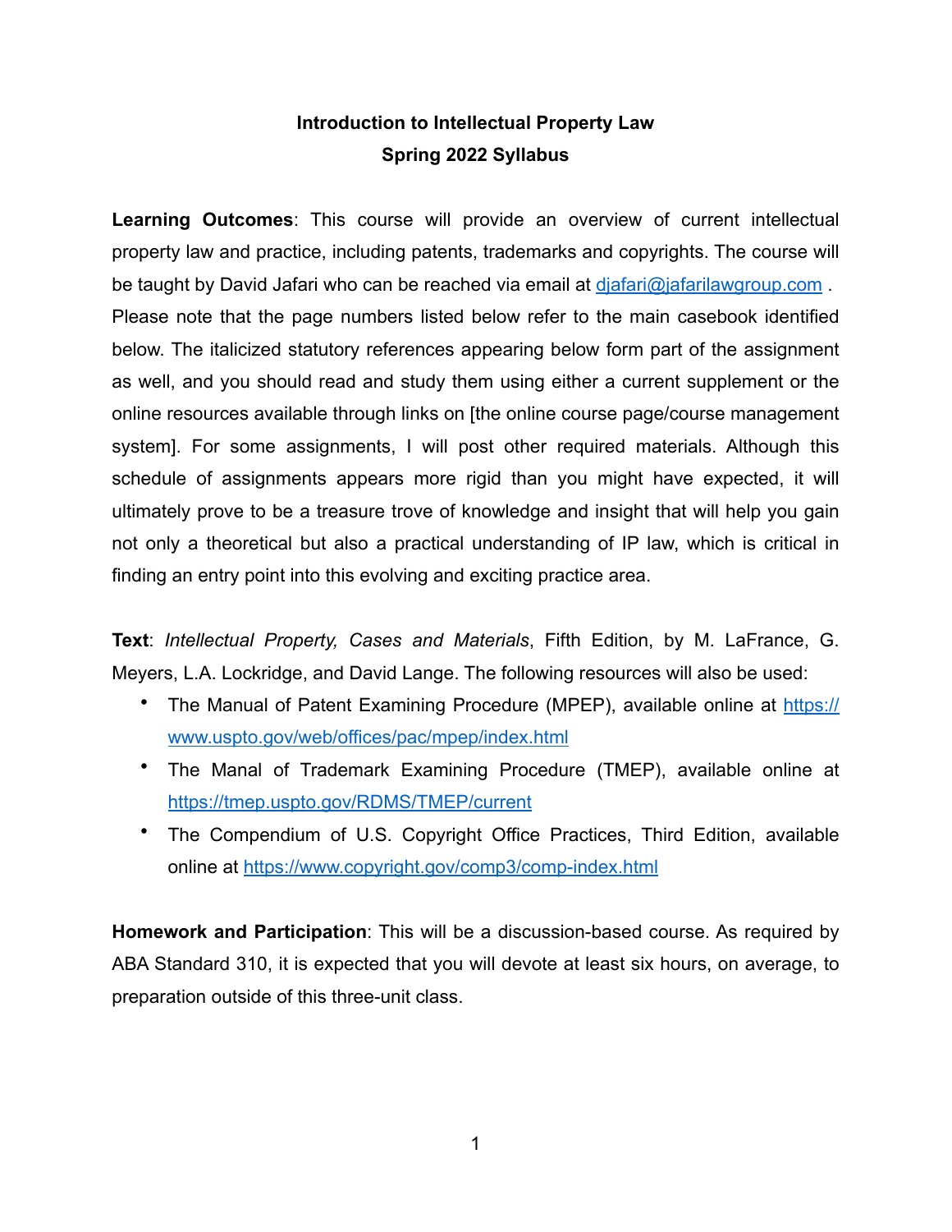# Introduction to Intellectual Property Law
## Spring 2022 Syllabus

**Learning Outcomes**: This course will provide an overview of current intellectual property law and practice, including patents, trademarks and copyrights. The course will be taught by David Jafari who can be reached via email at djafari@jafarilawgroup.com . Please note that the page numbers listed below refer to the main casebook identified below. The italicized statutory references appearing below form part of the assignment as well, and you should read and study them using either a current supplement or the online resources available through links on [the online course page/course management system]. For some assignments, I will post other required materials. Although this schedule of assignments appears more rigid than you might have expected, it will ultimately prove to be a treasure trove of knowledge and insight that will help you gain not only a theoretical but also a practical understanding of IP law, which is critical in finding an entry point into this evolving and exciting practice area.

**Text**: *Intellectual Property, Cases and Materials*, Fifth Edition, by M. LaFrance, G. Meyers, L.A. Lockridge, and David Lange. The following resources will also be used:

- The Manual of Patent Examining Procedure (MPEP), available online at https://www.uspto.gov/web/offices/pac/mpep/index.html
- The Manal of Trademark Examining Procedure (TMEP), available online at https://tmep.uspto.gov/RDMS/TMEP/current
- The Compendium of U.S. Copyright Office Practices, Third Edition, available online at https://www.copyright.gov/comp3/comp-index.html

**Homework and Participation**: This will be a discussion-based course. As required by ABA Standard 310, it is expected that you will devote at least six hours, on average, to preparation outside of this three-unit class.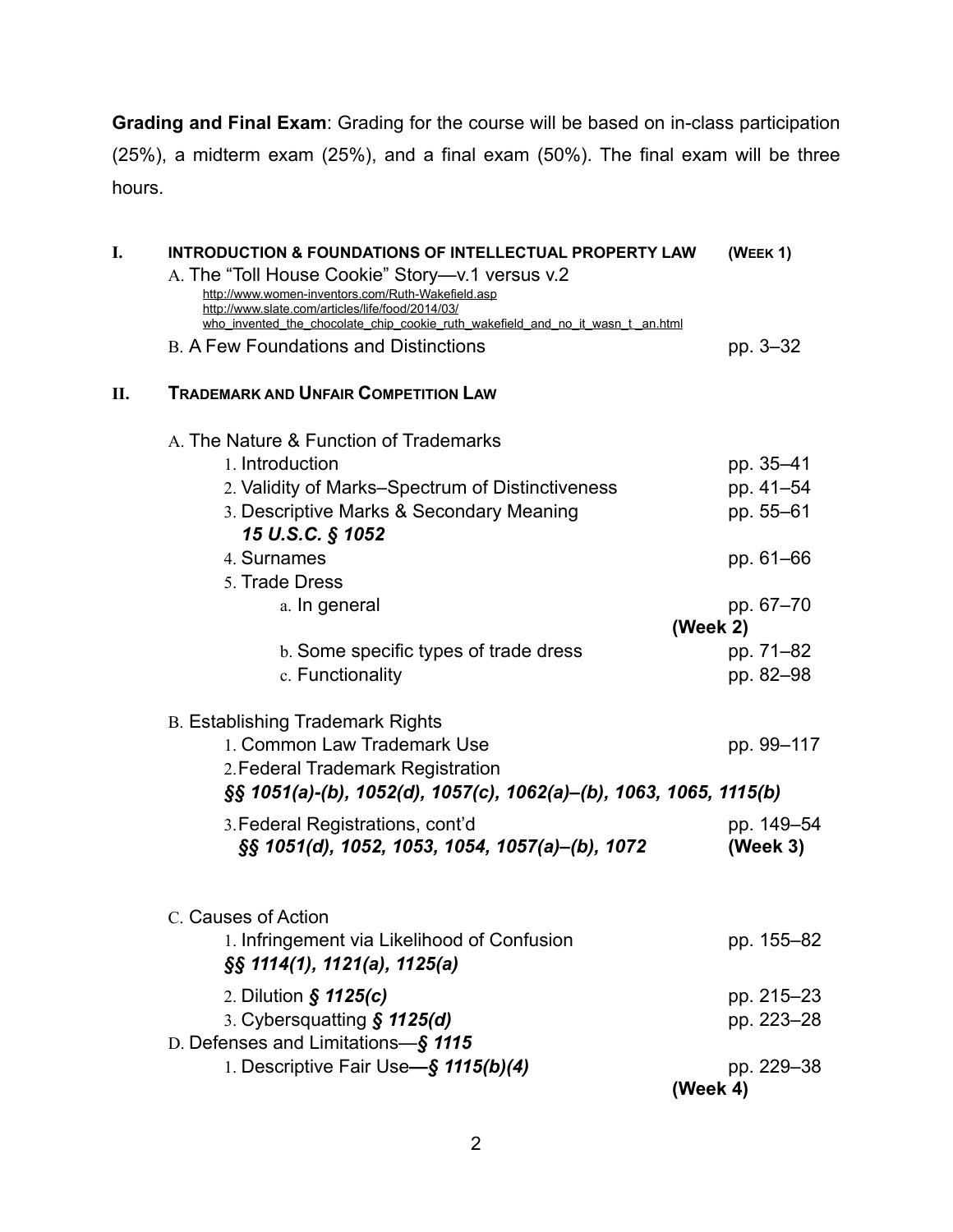**Grading and Final Exam**: Grading for the course will be based on in-class participation (25%), a midterm exam (25%), and a final exam (50%). The final exam will be three hours.

**I. INTRODUCTION & FOUNDATIONS OF INTELLECTUAL PROPERTY LAW** **(WEEK 1)**

- A. The "Toll House Cookie" Story—v.1 versus v.2
  - http://www.women-inventors.com/Ruth-Wakefield.asp
  - http://www.slate.com/articles/life/food/2014/03/who_invented_the_chocolate_chip_cookie_ruth_wakefield_and_no_it_wasn_t_an.html
- B. A Few Foundations and Distinctions — pp. 3–32

**II. TRADEMARK AND UNFAIR COMPETITION LAW**

- A. The Nature & Function of Trademarks
  1. Introduction — pp. 35–41
  2. Validity of Marks–Spectrum of Distinctiveness — pp. 41–54
  3. Descriptive Marks & Secondary Meaning — pp. 55–61
     ***15 U.S.C. § 1052***
  4. Surnames — pp. 61–66
  5. Trade Dress
     - a. In general — pp. 67–70

       **(Week 2)**
     - b. Some specific types of trade dress — pp. 71–82
     - c. Functionality — pp. 82–98

- B. Establishing Trademark Rights
  1. Common Law Trademark Use — pp. 99–117
  2. Federal Trademark Registration
     ***§§ 1051(a)-(b), 1052(d), 1057(c), 1062(a)–(b), 1063, 1065, 1115(b)***
  3. Federal Registrations, cont'd — pp. 149–54
     ***§§ 1051(d), 1052, 1053, 1054, 1057(a)–(b), 1072*** **(Week 3)**

- C. Causes of Action
  1. Infringement via Likelihood of Confusion — pp. 155–82
     ***§§ 1114(1), 1121(a), 1125(a)***
  2. Dilution ***§ 1125(c)*** — pp. 215–23
  3. Cybersquatting ***§ 1125(d)*** — pp. 223–28
- D. Defenses and Limitations—***§ 1115***
  1. Descriptive Fair Use—***§ 1115(b)(4)*** — pp. 229–38

     **(Week 4)**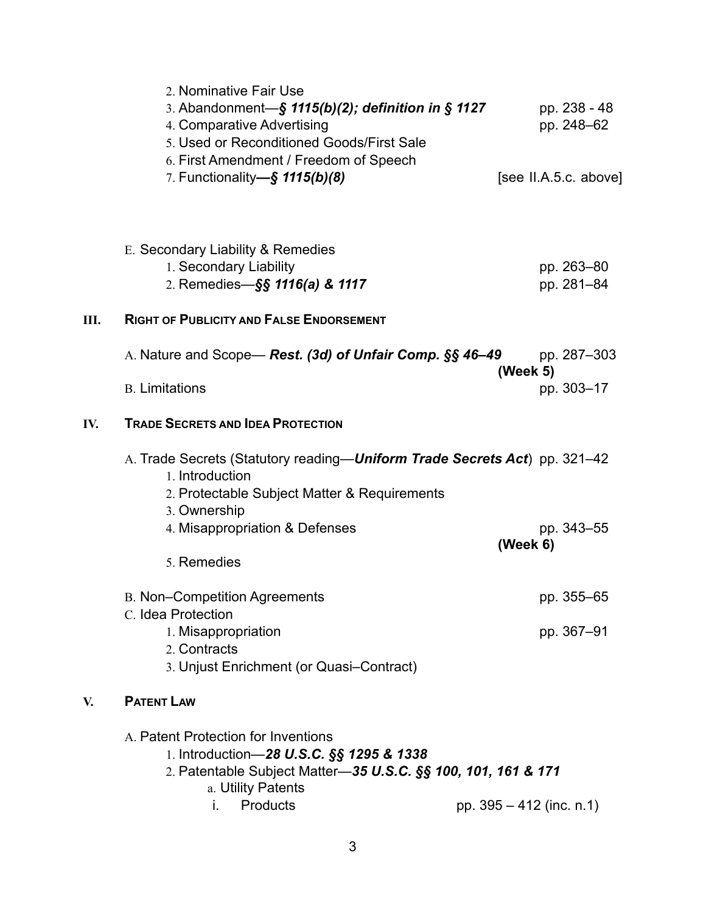2. Nominative Fair Use
3. Abandonment—***§ 1115(b)(2); definition in § 1127*** pp. 238 - 48
4. Comparative Advertising pp. 248–62
5. Used or Reconditioned Goods/First Sale
6. First Amendment / Freedom of Speech
7. Functionality***—§ 1115(b)(8)*** [see II.A.5.c. above]

E. Secondary Liability & Remedies
1. Secondary Liability pp. 263–80
2. Remedies—***§§ 1116(a) & 1117*** pp. 281–84

## III. RIGHT OF PUBLICITY AND FALSE ENDORSEMENT

A. Nature and Scope— ***Rest. (3d) of Unfair Comp. §§ 46–49*** pp. 287–303

**(Week 5)**

B. Limitations pp. 303–17

## IV. TRADE SECRETS AND IDEA PROTECTION

A. Trade Secrets (Statutory reading—***Uniform Trade Secrets Act***) pp. 321–42
1. Introduction
2. Protectable Subject Matter & Requirements
3. Ownership
4. Misappropriation & Defenses pp. 343–55

**(Week 6)**

5. Remedies

B. Non–Competition Agreements pp. 355–65

C. Idea Protection
1. Misappropriation pp. 367–91
2. Contracts
3. Unjust Enrichment (or Quasi–Contract)

## V. PATENT LAW

A. Patent Protection for Inventions
1. Introduction—***28 U.S.C. §§ 1295 & 1338***
2. Patentable Subject Matter—***35 U.S.C. §§ 100, 101, 161 & 171***
   a. Utility Patents
      i. Products pp. 395 – 412 (inc. n.1)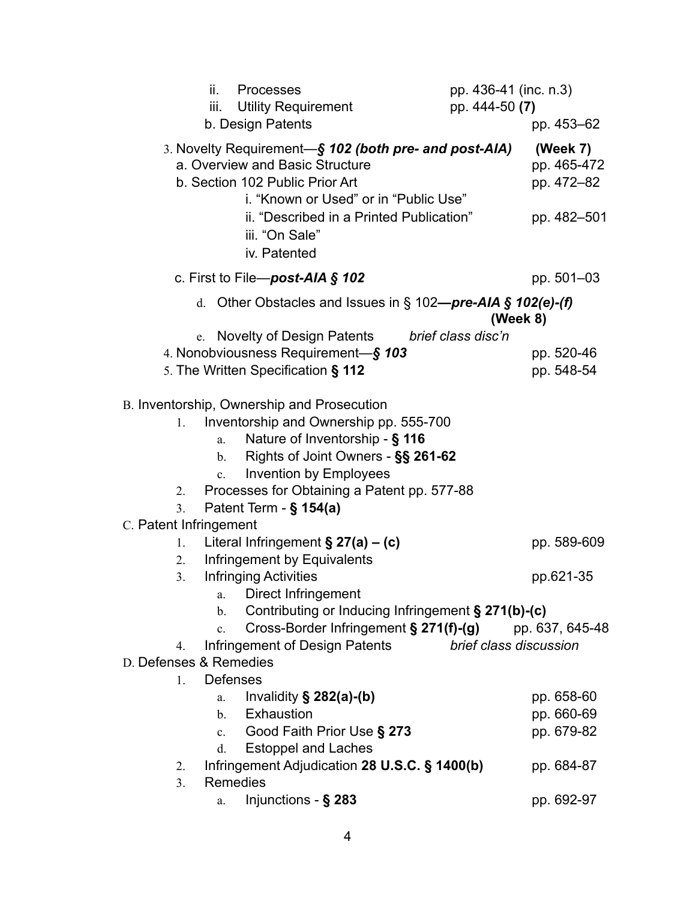- ii. Processes — pp. 436-41 (inc. n.3)
- iii. Utility Requirement — pp. 444-50 **(7)**

b. Design Patents — pp. 453–62

3. Novelty Requirement—***§ 102 (both pre- and post-AIA)*** — **(Week 7)**
   - a. Overview and Basic Structure — pp. 465-472
   - b. Section 102 Public Prior Art — pp. 472–82
     - i. "Known or Used" or in "Public Use"
     - ii. "Described in a Printed Publication" — pp. 482–501
     - iii. "On Sale"
     - iv. Patented
   - c. First to File—***post-AIA § 102*** — pp. 501–03
   - d. Other Obstacles and Issues in § 102***—pre-AIA § 102(e)-(f)*** **(Week 8)**
   - e. Novelty of Design Patents — *brief class disc'n*
4. Nonobviousness Requirement—***§ 103*** — pp. 520-46
5. The Written Specification **§ 112** — pp. 548-54

B. Inventorship, Ownership and Prosecution

1. Inventorship and Ownership pp. 555-700
   - a. Nature of Inventorship - **§ 116**
   - b. Rights of Joint Owners - **§§ 261-62**
   - c. Invention by Employees
2. Processes for Obtaining a Patent pp. 577-88
3. Patent Term - **§ 154(a)**

C. Patent Infringement

1. Literal Infringement **§ 27(a) – (c)** — pp. 589-609
2. Infringement by Equivalents
3. Infringing Activities — pp.621-35
   - a. Direct Infringement
   - b. Contributing or Inducing Infringement **§ 271(b)-(c)**
   - c. Cross-Border Infringement **§ 271(f)-(g)** — pp. 637, 645-48
4. Infringement of Design Patents — *brief class discussion*

D. Defenses & Remedies

1. Defenses
   - a. Invalidity **§ 282(a)-(b)** — pp. 658-60
   - b. Exhaustion — pp. 660-69
   - c. Good Faith Prior Use **§ 273** — pp. 679-82
   - d. Estoppel and Laches
2. Infringement Adjudication **28 U.S.C. § 1400(b)** — pp. 684-87
3. Remedies
   - a. Injunctions - **§ 283** — pp. 692-97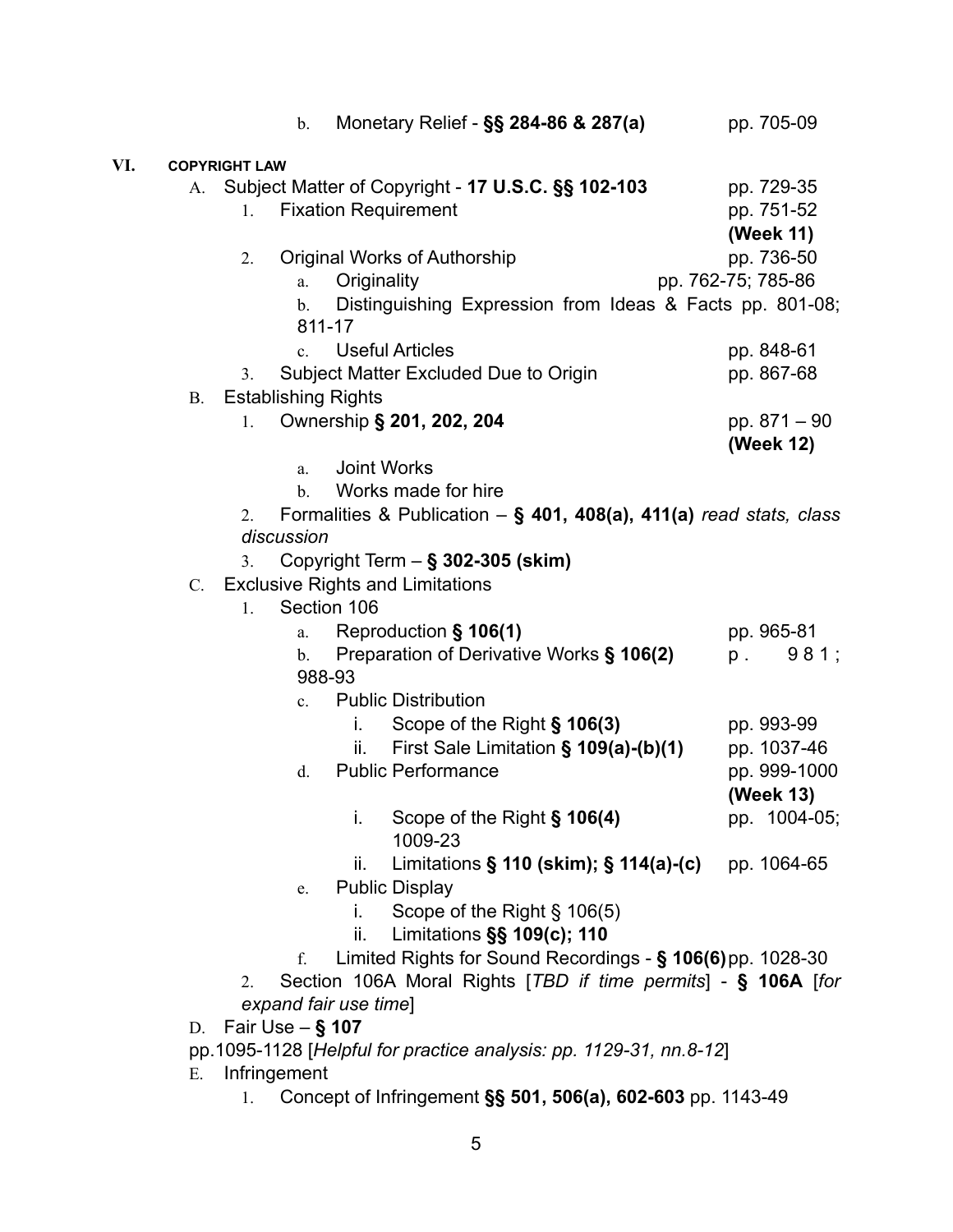b. Monetary Relief - **§§ 284-86 & 287(a)** pp. 705-09

**VI. COPYRIGHT LAW**

- A. Subject Matter of Copyright - **17 U.S.C. §§ 102-103** pp. 729-35
  - 1. Fixation Requirement pp. 751-52 **(Week 11)**
  - 2. Original Works of Authorship pp. 736-50
    - a. Originality pp. 762-75; 785-86
    - b. Distinguishing Expression from Ideas & Facts pp. 801-08; 811-17
    - c. Useful Articles pp. 848-61
  - 3. Subject Matter Excluded Due to Origin pp. 867-68
- B. Establishing Rights
  - 1. Ownership **§ 201, 202, 204** pp. 871 – 90 **(Week 12)**
    - a. Joint Works
    - b. Works made for hire
  - 2. Formalities & Publication – **§ 401, 408(a), 411(a)** *read stats, class discussion*
  - 3. Copyright Term – **§ 302-305 (skim)**
- C. Exclusive Rights and Limitations
  - 1. Section 106
    - a. Reproduction **§ 106(1)** pp. 965-81
    - b. Preparation of Derivative Works **§ 106(2)** p. 981; 988-93
    - c. Public Distribution
      - i. Scope of the Right **§ 106(3)** pp. 993-99
      - ii. First Sale Limitation **§ 109(a)-(b)(1)** pp. 1037-46
    - d. Public Performance pp. 999-1000 **(Week 13)**
      - i. Scope of the Right **§ 106(4)** pp. 1004-05; 1009-23
      - ii. Limitations **§ 110 (skim); § 114(a)-(c)** pp. 1064-65
    - e. Public Display
      - i. Scope of the Right § 106(5)
      - ii. Limitations **§§ 109(c); 110**
    - f. Limited Rights for Sound Recordings - **§ 106(6)** pp. 1028-30
  - 2. Section 106A Moral Rights [*TBD if time permits*] - **§ 106A** [*for expand fair use time*]
- D. Fair Use – **§ 107**

pp.1095-1128 [*Helpful for practice analysis: pp. 1129-31, nn.8-12*]

- E. Infringement
  - 1. Concept of Infringement **§§ 501, 506(a), 602-603** pp. 1143-49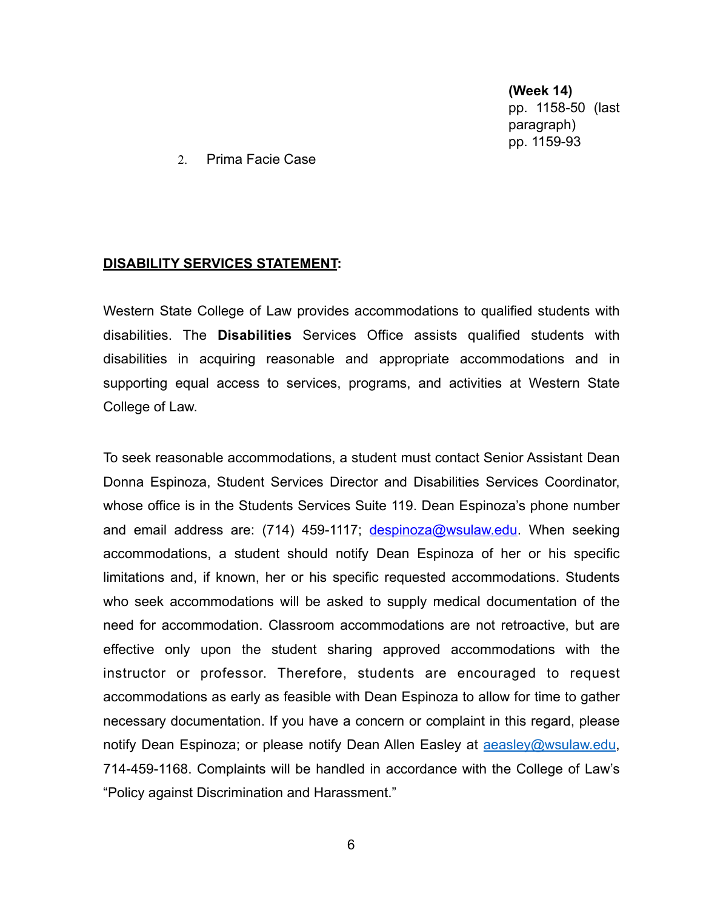**(Week 14)**
pp. 1158-50 (last paragraph)
pp. 1159-93

2. Prima Facie Case

**<u>DISABILITY SERVICES STATEMENT</u>:**

Western State College of Law provides accommodations to qualified students with disabilities. The **Disabilities** Services Office assists qualified students with disabilities in acquiring reasonable and appropriate accommodations and in supporting equal access to services, programs, and activities at Western State College of Law.

To seek reasonable accommodations, a student must contact Senior Assistant Dean Donna Espinoza, Student Services Director and Disabilities Services Coordinator, whose office is in the Students Services Suite 119. Dean Espinoza's phone number and email address are: (714) 459-1117; despinoza@wsulaw.edu. When seeking accommodations, a student should notify Dean Espinoza of her or his specific limitations and, if known, her or his specific requested accommodations. Students who seek accommodations will be asked to supply medical documentation of the need for accommodation. Classroom accommodations are not retroactive, but are effective only upon the student sharing approved accommodations with the instructor or professor. Therefore, students are encouraged to request accommodations as early as feasible with Dean Espinoza to allow for time to gather necessary documentation. If you have a concern or complaint in this regard, please notify Dean Espinoza; or please notify Dean Allen Easley at aeasley@wsulaw.edu, 714-459-1168. Complaints will be handled in accordance with the College of Law's "Policy against Discrimination and Harassment."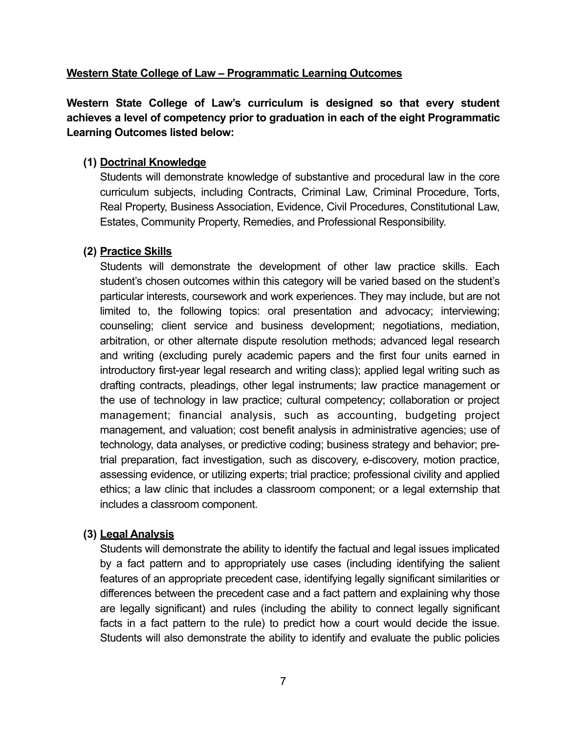**<u>Western State College of Law – Programmatic Learning Outcomes</u>**

**Western State College of Law's curriculum is designed so that every student achieves a level of competency prior to graduation in each of the eight Programmatic Learning Outcomes listed below:**

**(1) <u>Doctrinal Knowledge</u>**

Students will demonstrate knowledge of substantive and procedural law in the core curriculum subjects, including Contracts, Criminal Law, Criminal Procedure, Torts, Real Property, Business Association, Evidence, Civil Procedures, Constitutional Law, Estates, Community Property, Remedies, and Professional Responsibility.

**(2) <u>Practice Skills</u>**

Students will demonstrate the development of other law practice skills. Each student's chosen outcomes within this category will be varied based on the student's particular interests, coursework and work experiences. They may include, but are not limited to, the following topics: oral presentation and advocacy; interviewing; counseling; client service and business development; negotiations, mediation, arbitration, or other alternate dispute resolution methods; advanced legal research and writing (excluding purely academic papers and the first four units earned in introductory first-year legal research and writing class); applied legal writing such as drafting contracts, pleadings, other legal instruments; law practice management or the use of technology in law practice; cultural competency; collaboration or project management; financial analysis, such as accounting, budgeting project management, and valuation; cost benefit analysis in administrative agencies; use of technology, data analyses, or predictive coding; business strategy and behavior; pre-trial preparation, fact investigation, such as discovery, e-discovery, motion practice, assessing evidence, or utilizing experts; trial practice; professional civility and applied ethics; a law clinic that includes a classroom component; or a legal externship that includes a classroom component.

**(3) <u>Legal Analysis</u>**

Students will demonstrate the ability to identify the factual and legal issues implicated by a fact pattern and to appropriately use cases (including identifying the salient features of an appropriate precedent case, identifying legally significant similarities or differences between the precedent case and a fact pattern and explaining why those are legally significant) and rules (including the ability to connect legally significant facts in a fact pattern to the rule) to predict how a court would decide the issue. Students will also demonstrate the ability to identify and evaluate the public policies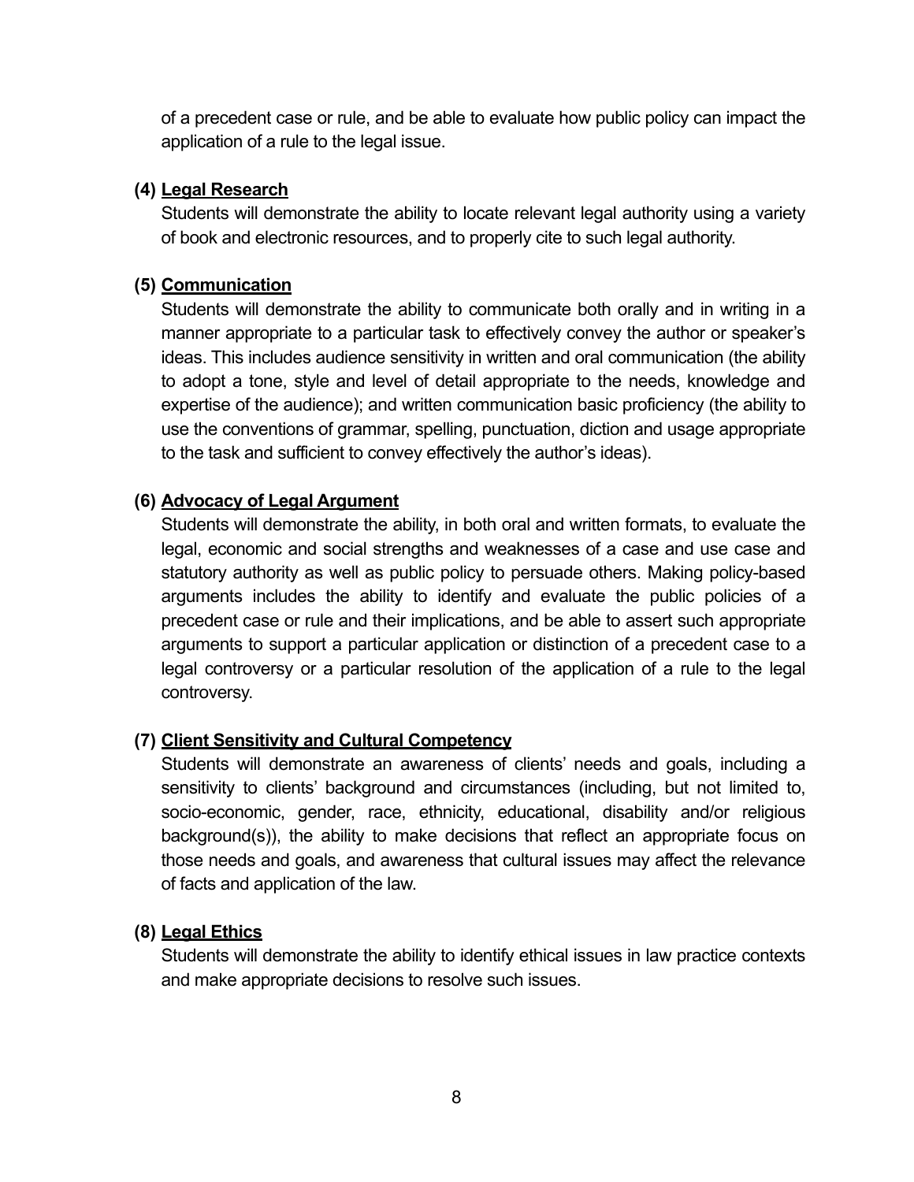of a precedent case or rule, and be able to evaluate how public policy can impact the application of a rule to the legal issue.

**(4) Legal Research**

Students will demonstrate the ability to locate relevant legal authority using a variety of book and electronic resources, and to properly cite to such legal authority.

**(5) Communication**

Students will demonstrate the ability to communicate both orally and in writing in a manner appropriate to a particular task to effectively convey the author or speaker's ideas. This includes audience sensitivity in written and oral communication (the ability to adopt a tone, style and level of detail appropriate to the needs, knowledge and expertise of the audience); and written communication basic proficiency (the ability to use the conventions of grammar, spelling, punctuation, diction and usage appropriate to the task and sufficient to convey effectively the author's ideas).

**(6) Advocacy of Legal Argument**

Students will demonstrate the ability, in both oral and written formats, to evaluate the legal, economic and social strengths and weaknesses of a case and use case and statutory authority as well as public policy to persuade others. Making policy-based arguments includes the ability to identify and evaluate the public policies of a precedent case or rule and their implications, and be able to assert such appropriate arguments to support a particular application or distinction of a precedent case to a legal controversy or a particular resolution of the application of a rule to the legal controversy.

**(7) Client Sensitivity and Cultural Competency**

Students will demonstrate an awareness of clients' needs and goals, including a sensitivity to clients' background and circumstances (including, but not limited to, socio-economic, gender, race, ethnicity, educational, disability and/or religious background(s)), the ability to make decisions that reflect an appropriate focus on those needs and goals, and awareness that cultural issues may affect the relevance of facts and application of the law.

**(8) Legal Ethics**

Students will demonstrate the ability to identify ethical issues in law practice contexts and make appropriate decisions to resolve such issues.